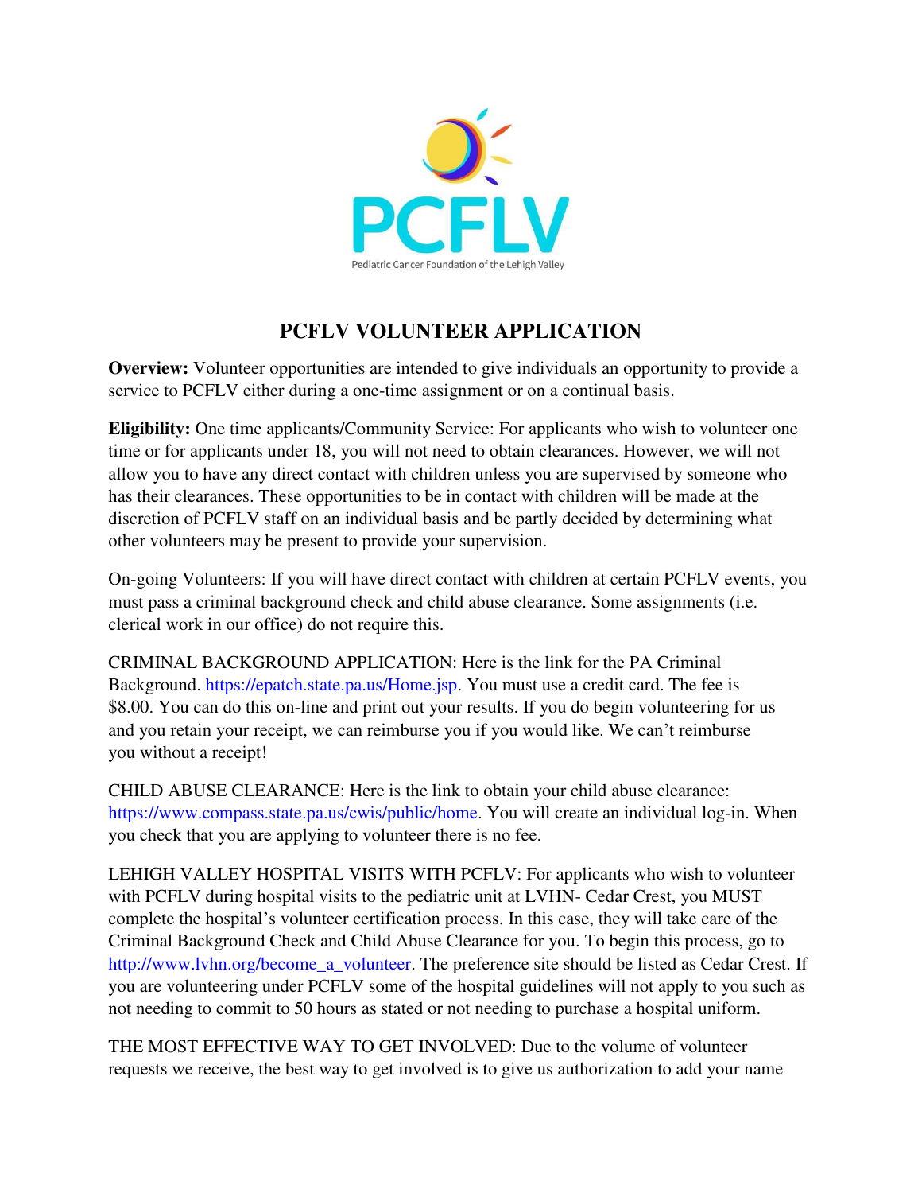PCFLV

Pediatric Cancer Foundation of the Lehigh Valley

# PCFLV VOLUNTEER APPLICATION

**Overview:** Volunteer opportunities are intended to give individuals an opportunity to provide a service to PCFLV either during a one-time assignment or on a continual basis.

**Eligibility:** One time applicants/Community Service: For applicants who wish to volunteer one time or for applicants under 18, you will not need to obtain clearances. However, we will not allow you to have any direct contact with children unless you are supervised by someone who has their clearances. These opportunities to be in contact with children will be made at the discretion of PCFLV staff on an individual basis and be partly decided by determining what other volunteers may be present to provide your supervision.

On-going Volunteers: If you will have direct contact with children at certain PCFLV events, you must pass a criminal background check and child abuse clearance. Some assignments (i.e. clerical work in our office) do not require this.

CRIMINAL BACKGROUND APPLICATION: Here is the link for the PA Criminal Background. https://epatch.state.pa.us/Home.jsp. You must use a credit card. The fee is $8.00. You can do this on-line and print out your results. If you do begin volunteering for us and you retain your receipt, we can reimburse you if you would like. We can't reimburse you without a receipt!

CHILD ABUSE CLEARANCE: Here is the link to obtain your child abuse clearance: https://www.compass.state.pa.us/cwis/public/home. You will create an individual log-in. When you check that you are applying to volunteer there is no fee.

LEHIGH VALLEY HOSPITAL VISITS WITH PCFLV: For applicants who wish to volunteer with PCFLV during hospital visits to the pediatric unit at LVHN- Cedar Crest, you MUST complete the hospital's volunteer certification process. In this case, they will take care of the Criminal Background Check and Child Abuse Clearance for you. To begin this process, go to http://www.lvhn.org/become_a_volunteer. The preference site should be listed as Cedar Crest. If you are volunteering under PCFLV some of the hospital guidelines will not apply to you such as not needing to commit to 50 hours as stated or not needing to purchase a hospital uniform.

THE MOST EFFECTIVE WAY TO GET INVOLVED: Due to the volume of volunteer requests we receive, the best way to get involved is to give us authorization to add your name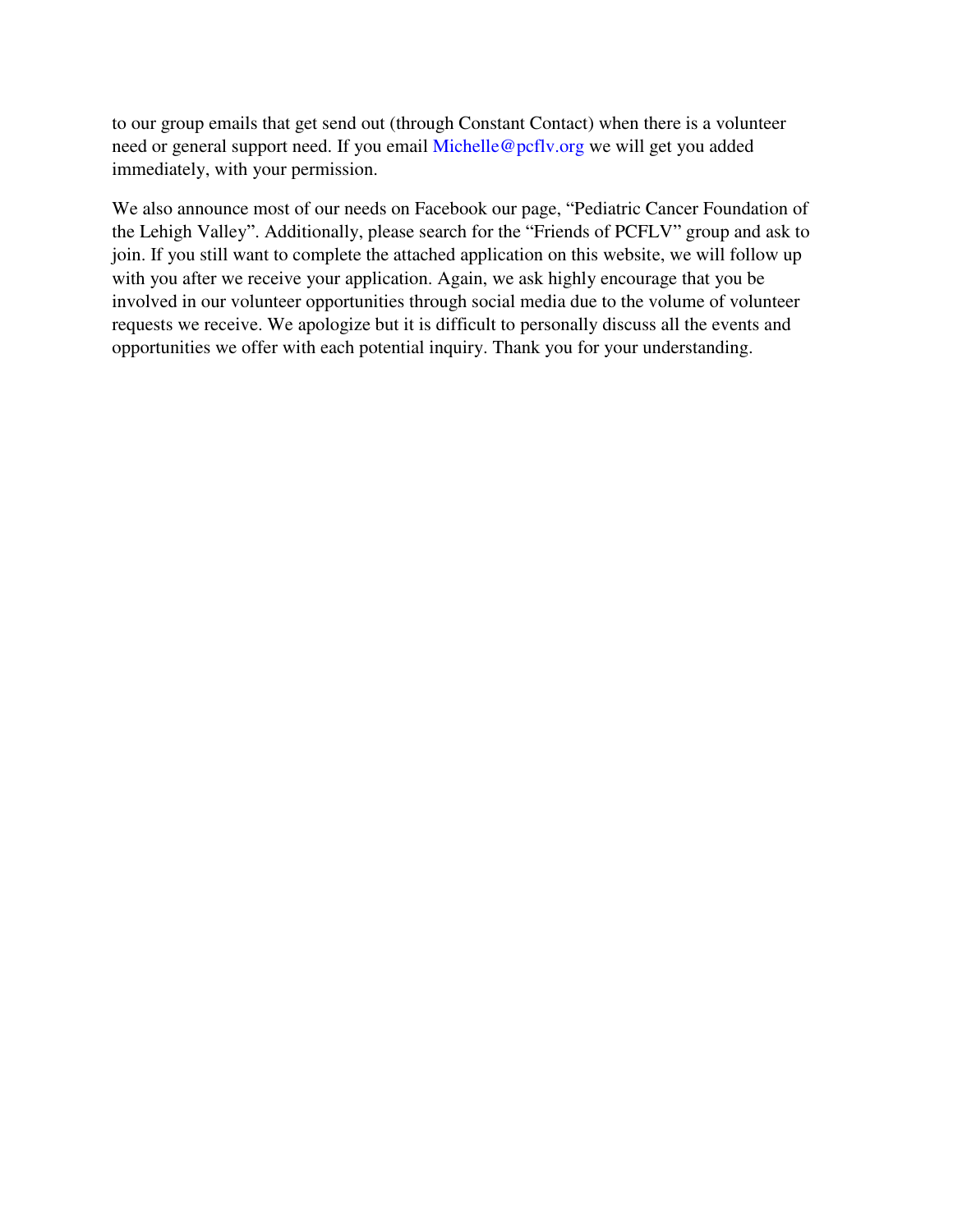to our group emails that get send out (through Constant Contact) when there is a volunteer need or general support need. If you email Michelle@pcflv.org we will get you added immediately, with your permission.

We also announce most of our needs on Facebook our page, "Pediatric Cancer Foundation of the Lehigh Valley". Additionally, please search for the "Friends of PCFLV" group and ask to join. If you still want to complete the attached application on this website, we will follow up with you after we receive your application. Again, we ask highly encourage that you be involved in our volunteer opportunities through social media due to the volume of volunteer requests we receive. We apologize but it is difficult to personally discuss all the events and opportunities we offer with each potential inquiry. Thank you for your understanding.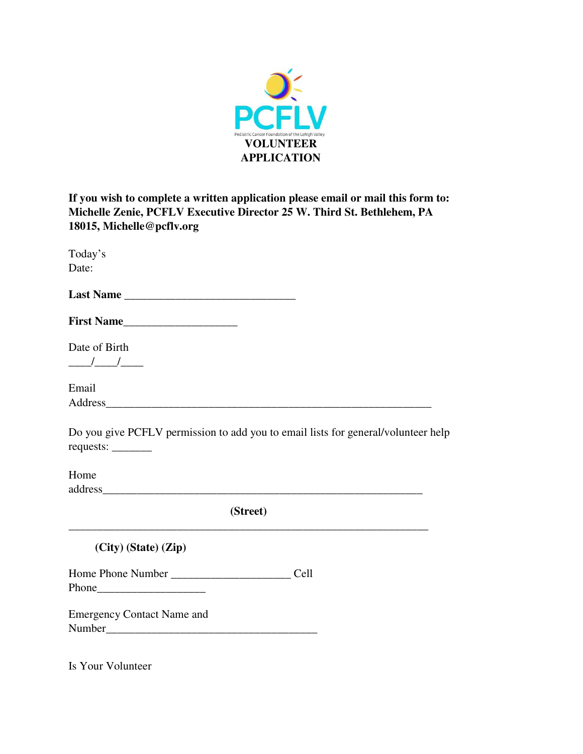PCFLV

Pediatric Cancer Foundation of the Lehigh Valley

# VOLUNTEER APPLICATION

**If you wish to complete a written application please email or mail this form to: Michelle Zenie, PCFLV Executive Director 25 W. Third St. Bethlehem, PA 18015, Michelle@pcflv.org**

Today's Date:

**Last Name** ______________________________

**First Name**____________________

Date of Birth ____/____/____

Email Address________________________________________________________

Do you give PCFLV permission to add you to email lists for general/volunteer help requests: _______

Home address________________________________________________________

**(Street)**

_______________________________________________________________

**(City) (State) (Zip)**

Home Phone Number _____________________ Cell Phone___________________

Emergency Contact Name and Number______________________________________

Is Your Volunteer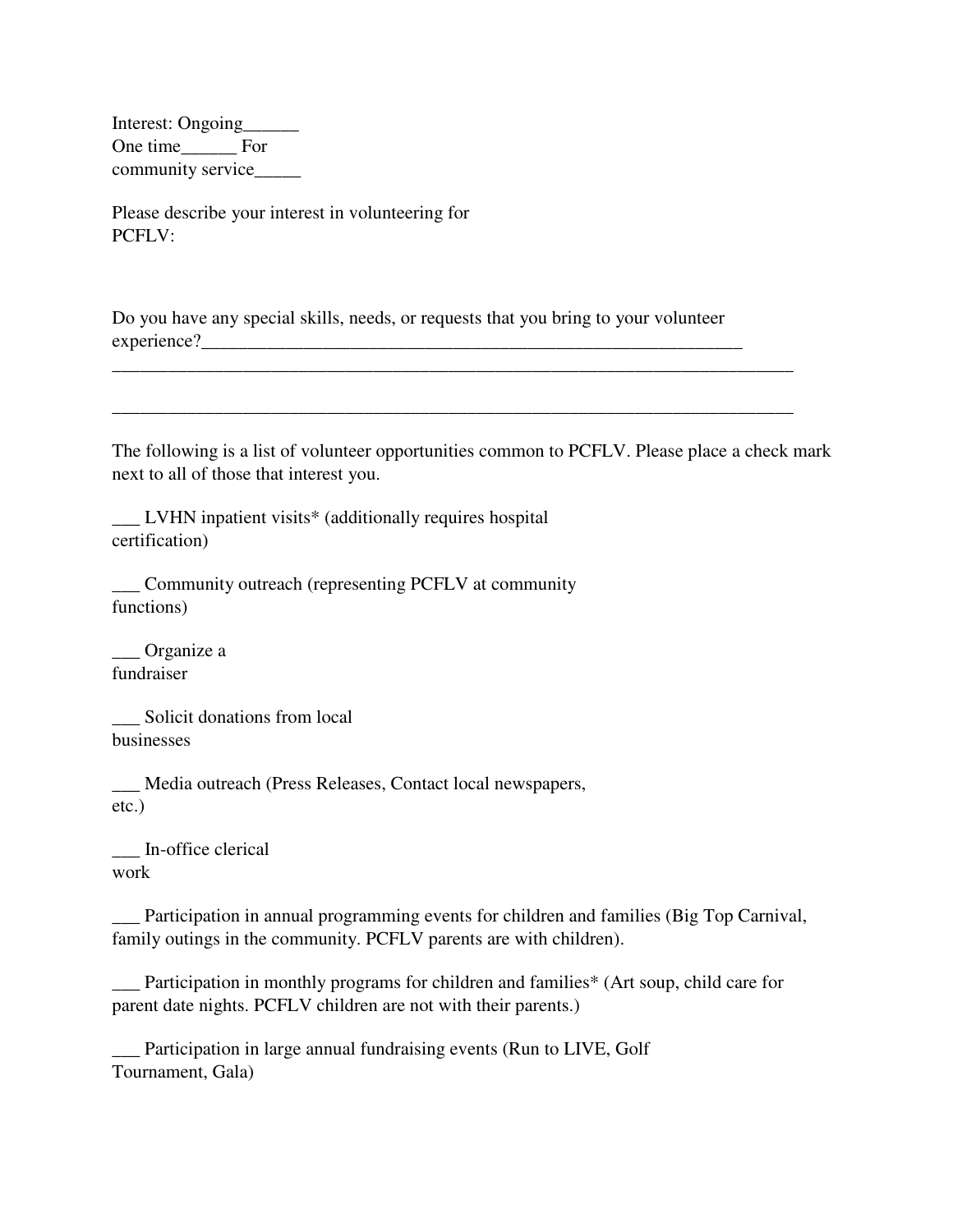Interest: Ongoing______
One time______ For
community service_____

Please describe your interest in volunteering for
PCFLV:

Do you have any special skills, needs, or requests that you bring to your volunteer experience?_______________________________________________________________
_____________________________________________________________________________

_____________________________________________________________________________

The following is a list of volunteer opportunities common to PCFLV. Please place a check mark next to all of those that interest you.

___ LVHN inpatient visits* (additionally requires hospital certification)

___ Community outreach (representing PCFLV at community functions)

___ Organize a fundraiser

___ Solicit donations from local businesses

___ Media outreach (Press Releases, Contact local newspapers, etc.)

___ In-office clerical work

___ Participation in annual programming events for children and families (Big Top Carnival, family outings in the community. PCFLV parents are with children).

___ Participation in monthly programs for children and families* (Art soup, child care for parent date nights. PCFLV children are not with their parents.)

___ Participation in large annual fundraising events (Run to LIVE, Golf Tournament, Gala)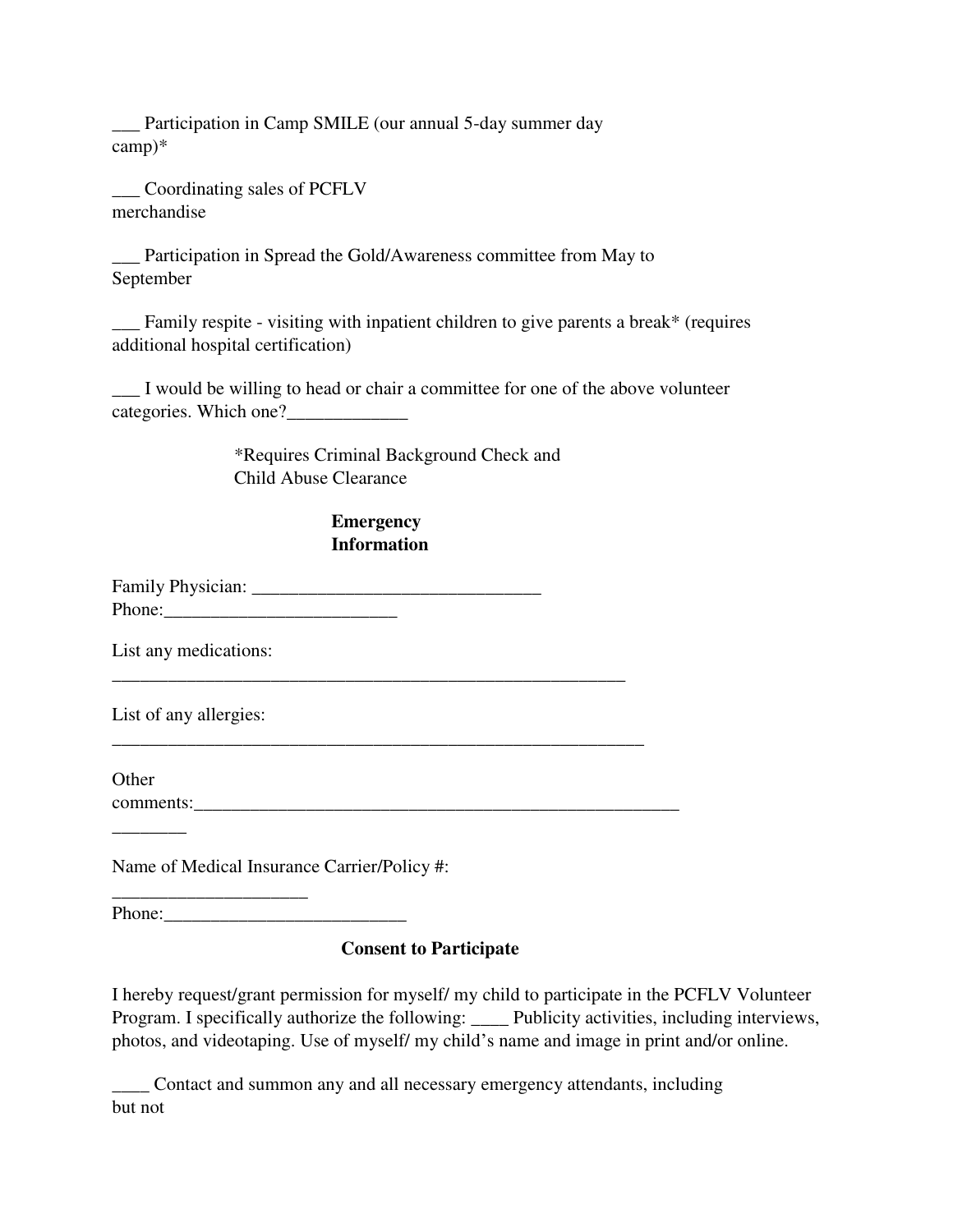___ Participation in Camp SMILE (our annual 5-day summer day camp)*

___ Coordinating sales of PCFLV merchandise

___ Participation in Spread the Gold/Awareness committee from May to September

___ Family respite - visiting with inpatient children to give parents a break* (requires additional hospital certification)

___ I would be willing to head or chair a committee for one of the above volunteer categories. Which one?_____________

*Requires Criminal Background Check and Child Abuse Clearance

**Emergency Information**

Family Physician: _______________________________
Phone:_________________________

List any medications:
__________________________________________________________

List of any allergies:
____________________________________________________________

Other comments:_______________________________________________________
________

Name of Medical Insurance Carrier/Policy #:
_____________________
Phone:__________________________

**Consent to Participate**

I hereby request/grant permission for myself/ my child to participate in the PCFLV Volunteer Program. I specifically authorize the following: ____ Publicity activities, including interviews, photos, and videotaping. Use of myself/ my child's name and image in print and/or online.

____ Contact and summon any and all necessary emergency attendants, including but not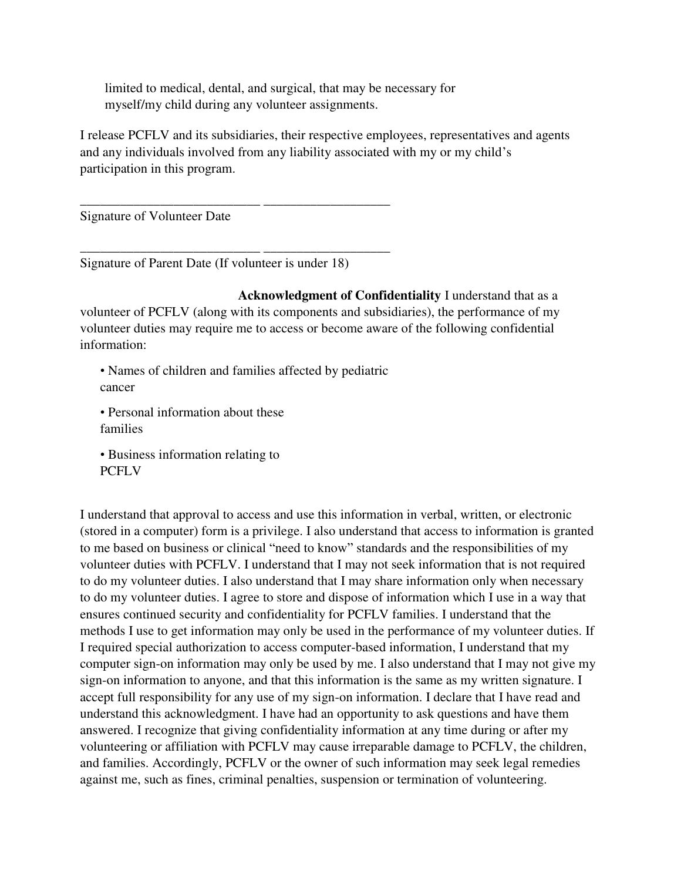limited to medical, dental, and surgical, that may be necessary for myself/my child during any volunteer assignments.

I release PCFLV and its subsidiaries, their respective employees, representatives and agents and any individuals involved from any liability associated with my or my child's participation in this program.

___________________________ ___________________

Signature of Volunteer Date

___________________________ ___________________

Signature of Parent Date (If volunteer is under 18)

**Acknowledgment of Confidentiality** I understand that as a volunteer of PCFLV (along with its components and subsidiaries), the performance of my volunteer duties may require me to access or become aware of the following confidential information:

- Names of children and families affected by pediatric cancer
- Personal information about these families
- Business information relating to PCFLV

I understand that approval to access and use this information in verbal, written, or electronic (stored in a computer) form is a privilege. I also understand that access to information is granted to me based on business or clinical "need to know" standards and the responsibilities of my volunteer duties with PCFLV. I understand that I may not seek information that is not required to do my volunteer duties. I also understand that I may share information only when necessary to do my volunteer duties. I agree to store and dispose of information which I use in a way that ensures continued security and confidentiality for PCFLV families. I understand that the methods I use to get information may only be used in the performance of my volunteer duties. If I required special authorization to access computer-based information, I understand that my computer sign-on information may only be used by me. I also understand that I may not give my sign-on information to anyone, and that this information is the same as my written signature. I accept full responsibility for any use of my sign-on information. I declare that I have read and understand this acknowledgment. I have had an opportunity to ask questions and have them answered. I recognize that giving confidentiality information at any time during or after my volunteering or affiliation with PCFLV may cause irreparable damage to PCFLV, the children, and families. Accordingly, PCFLV or the owner of such information may seek legal remedies against me, such as fines, criminal penalties, suspension or termination of volunteering.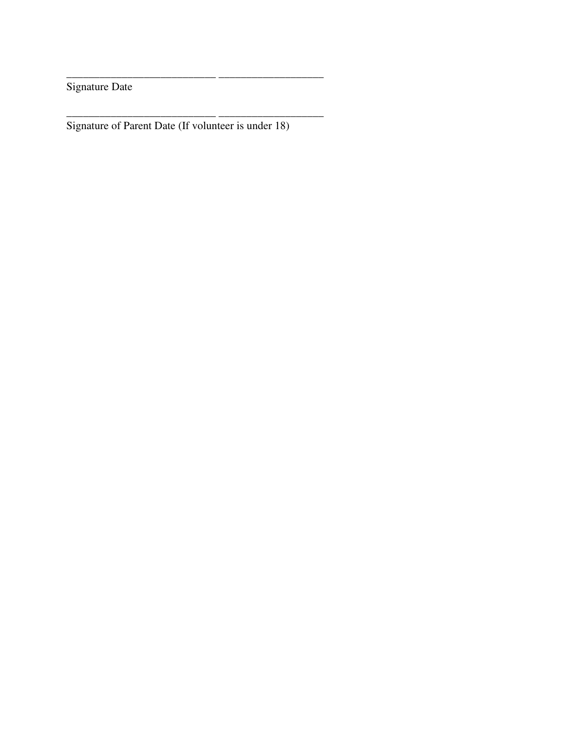___________________________ ___________________

Signature Date

___________________________ ___________________

Signature of Parent Date (If volunteer is under 18)